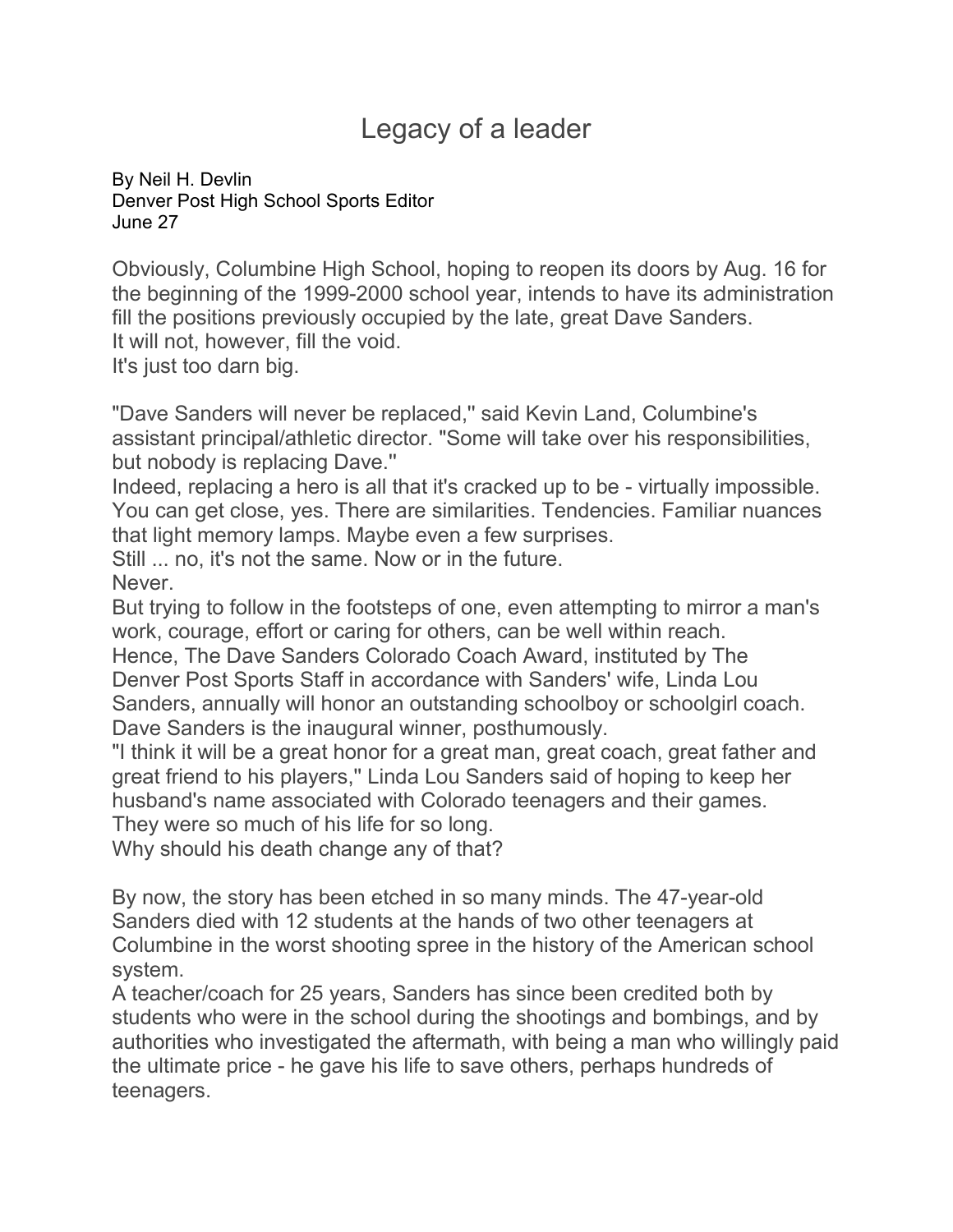# Legacy of a leader

By Neil H. Devlin
Denver Post High School Sports Editor
June 27

Obviously, Columbine High School, hoping to reopen its doors by Aug. 16 for the beginning of the 1999-2000 school year, intends to have its administration fill the positions previously occupied by the late, great Dave Sanders.
It will not, however, fill the void.
It's just too darn big.

"Dave Sanders will never be replaced,'' said Kevin Land, Columbine's assistant principal/athletic director. "Some will take over his responsibilities, but nobody is replacing Dave.''
Indeed, replacing a hero is all that it's cracked up to be - virtually impossible. You can get close, yes. There are similarities. Tendencies. Familiar nuances that light memory lamps. Maybe even a few surprises.
Still ... no, it's not the same. Now or in the future.
Never.
But trying to follow in the footsteps of one, even attempting to mirror a man's work, courage, effort or caring for others, can be well within reach.
Hence, The Dave Sanders Colorado Coach Award, instituted by The Denver Post Sports Staff in accordance with Sanders' wife, Linda Lou Sanders, annually will honor an outstanding schoolboy or schoolgirl coach. Dave Sanders is the inaugural winner, posthumously.
"I think it will be a great honor for a great man, great coach, great father and great friend to his players,'' Linda Lou Sanders said of hoping to keep her husband's name associated with Colorado teenagers and their games.
They were so much of his life for so long.
Why should his death change any of that?

By now, the story has been etched in so many minds. The 47-year-old Sanders died with 12 students at the hands of two other teenagers at Columbine in the worst shooting spree in the history of the American school system.
A teacher/coach for 25 years, Sanders has since been credited both by students who were in the school during the shootings and bombings, and by authorities who investigated the aftermath, with being a man who willingly paid the ultimate price - he gave his life to save others, perhaps hundreds of teenagers.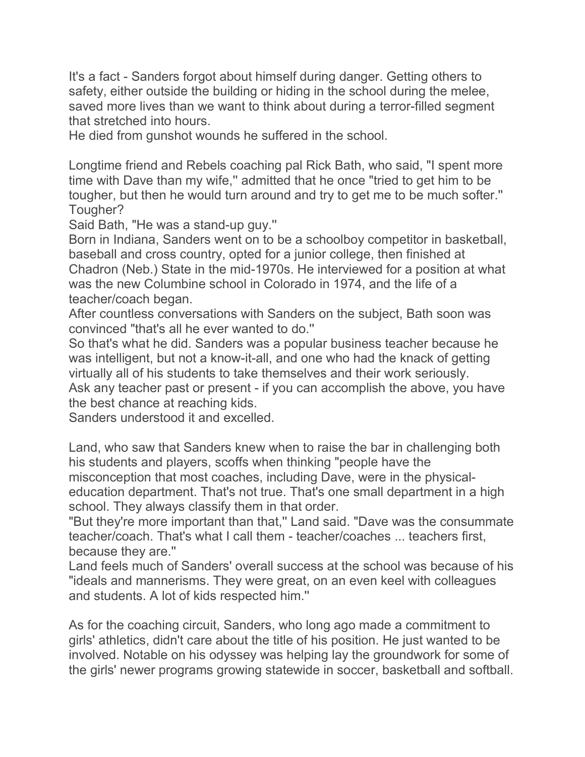It's a fact - Sanders forgot about himself during danger. Getting others to safety, either outside the building or hiding in the school during the melee, saved more lives than we want to think about during a terror-filled segment that stretched into hours.
He died from gunshot wounds he suffered in the school.

Longtime friend and Rebels coaching pal Rick Bath, who said, "I spent more time with Dave than my wife,'' admitted that he once "tried to get him to be tougher, but then he would turn around and try to get me to be much softer.''
Tougher?
Said Bath, "He was a stand-up guy.''
Born in Indiana, Sanders went on to be a schoolboy competitor in basketball, baseball and cross country, opted for a junior college, then finished at Chadron (Neb.) State in the mid-1970s. He interviewed for a position at what was the new Columbine school in Colorado in 1974, and the life of a teacher/coach began.
After countless conversations with Sanders on the subject, Bath soon was convinced "that's all he ever wanted to do.''
So that's what he did. Sanders was a popular business teacher because he was intelligent, but not a know-it-all, and one who had the knack of getting virtually all of his students to take themselves and their work seriously.
Ask any teacher past or present - if you can accomplish the above, you have the best chance at reaching kids.
Sanders understood it and excelled.

Land, who saw that Sanders knew when to raise the bar in challenging both his students and players, scoffs when thinking "people have the misconception that most coaches, including Dave, were in the physical-education department. That's not true. That's one small department in a high school. They always classify them in that order.
"But they're more important than that,'' Land said. "Dave was the consummate teacher/coach. That's what I call them - teacher/coaches ... teachers first, because they are.''
Land feels much of Sanders' overall success at the school was because of his "ideals and mannerisms. They were great, on an even keel with colleagues and students. A lot of kids respected him.''

As for the coaching circuit, Sanders, who long ago made a commitment to girls' athletics, didn't care about the title of his position. He just wanted to be involved. Notable on his odyssey was helping lay the groundwork for some of the girls' newer programs growing statewide in soccer, basketball and softball.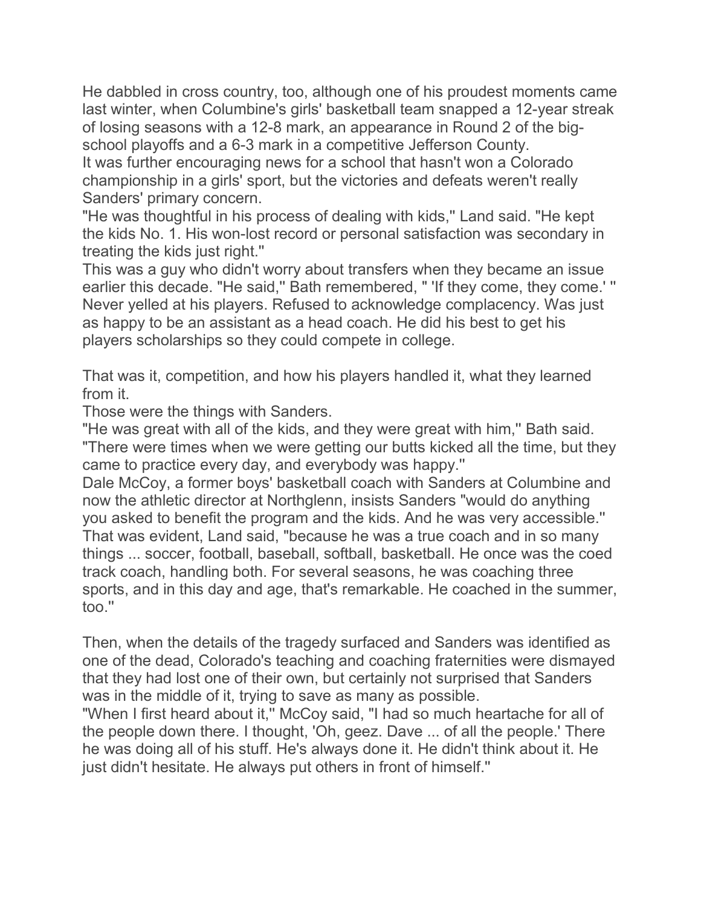He dabbled in cross country, too, although one of his proudest moments came last winter, when Columbine's girls' basketball team snapped a 12-year streak of losing seasons with a 12-8 mark, an appearance in Round 2 of the big-school playoffs and a 6-3 mark in a competitive Jefferson County.

It was further encouraging news for a school that hasn't won a Colorado championship in a girls' sport, but the victories and defeats weren't really Sanders' primary concern.

"He was thoughtful in his process of dealing with kids,'' Land said. "He kept the kids No. 1. His won-lost record or personal satisfaction was secondary in treating the kids just right.''

This was a guy who didn't worry about transfers when they became an issue earlier this decade. "He said,'' Bath remembered, " 'If they come, they come.' '' Never yelled at his players. Refused to acknowledge complacency. Was just as happy to be an assistant as a head coach. He did his best to get his players scholarships so they could compete in college.

That was it, competition, and how his players handled it, what they learned from it.

Those were the things with Sanders.

"He was great with all of the kids, and they were great with him,'' Bath said. "There were times when we were getting our butts kicked all the time, but they came to practice every day, and everybody was happy.''

Dale McCoy, a former boys' basketball coach with Sanders at Columbine and now the athletic director at Northglenn, insists Sanders "would do anything you asked to benefit the program and the kids. And he was very accessible.''

That was evident, Land said, "because he was a true coach and in so many things ... soccer, football, baseball, softball, basketball. He once was the coed track coach, handling both. For several seasons, he was coaching three sports, and in this day and age, that's remarkable. He coached in the summer, too.''

Then, when the details of the tragedy surfaced and Sanders was identified as one of the dead, Colorado's teaching and coaching fraternities were dismayed that they had lost one of their own, but certainly not surprised that Sanders was in the middle of it, trying to save as many as possible.

"When I first heard about it,'' McCoy said, "I had so much heartache for all of the people down there. I thought, 'Oh, geez. Dave ... of all the people.' There he was doing all of his stuff. He's always done it. He didn't think about it. He just didn't hesitate. He always put others in front of himself.''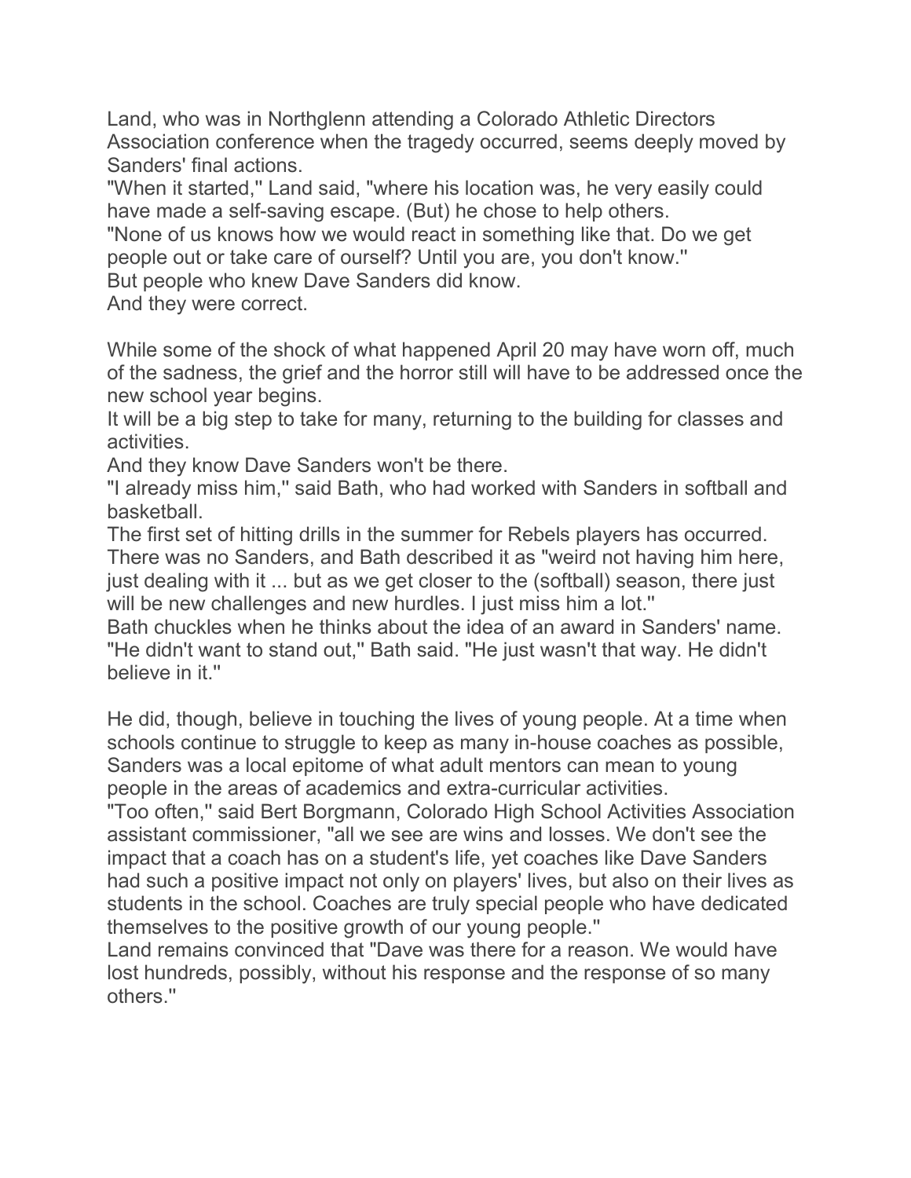Land, who was in Northglenn attending a Colorado Athletic Directors Association conference when the tragedy occurred, seems deeply moved by Sanders' final actions.

"When it started,'' Land said, "where his location was, he very easily could have made a self-saving escape. (But) he chose to help others.

"None of us knows how we would react in something like that. Do we get people out or take care of ourself? Until you are, you don't know.''

But people who knew Dave Sanders did know.

And they were correct.

While some of the shock of what happened April 20 may have worn off, much of the sadness, the grief and the horror still will have to be addressed once the new school year begins.

It will be a big step to take for many, returning to the building for classes and activities.

And they know Dave Sanders won't be there.

"I already miss him,'' said Bath, who had worked with Sanders in softball and basketball.

The first set of hitting drills in the summer for Rebels players has occurred. There was no Sanders, and Bath described it as "weird not having him here, just dealing with it ... but as we get closer to the (softball) season, there just will be new challenges and new hurdles. I just miss him a lot.''

Bath chuckles when he thinks about the idea of an award in Sanders' name. "He didn't want to stand out,'' Bath said. "He just wasn't that way. He didn't believe in it.''

He did, though, believe in touching the lives of young people. At a time when schools continue to struggle to keep as many in-house coaches as possible, Sanders was a local epitome of what adult mentors can mean to young people in the areas of academics and extra-curricular activities.

"Too often,'' said Bert Borgmann, Colorado High School Activities Association assistant commissioner, "all we see are wins and losses. We don't see the impact that a coach has on a student's life, yet coaches like Dave Sanders had such a positive impact not only on players' lives, but also on their lives as students in the school. Coaches are truly special people who have dedicated themselves to the positive growth of our young people.''

Land remains convinced that "Dave was there for a reason. We would have lost hundreds, possibly, without his response and the response of so many others.''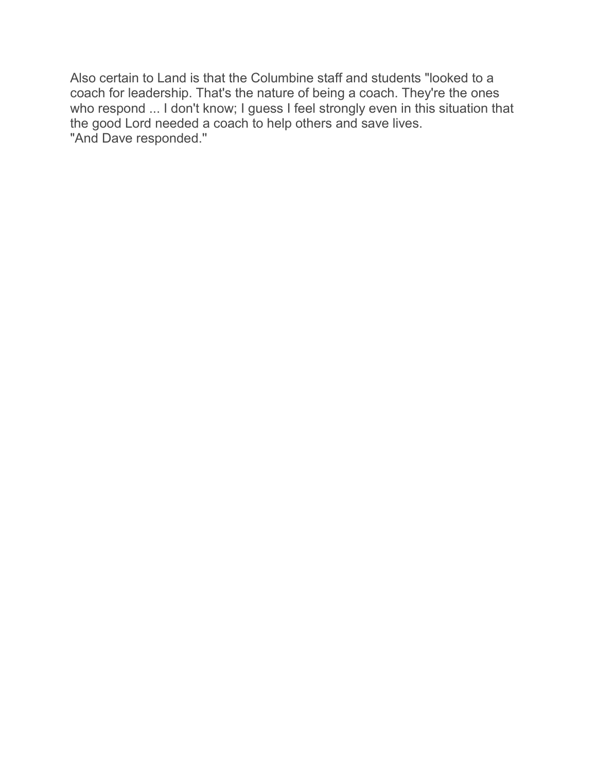Also certain to Land is that the Columbine staff and students "looked to a coach for leadership. That's the nature of being a coach. They're the ones who respond ... I don't know; I guess I feel strongly even in this situation that the good Lord needed a coach to help others and save lives.

"And Dave responded."